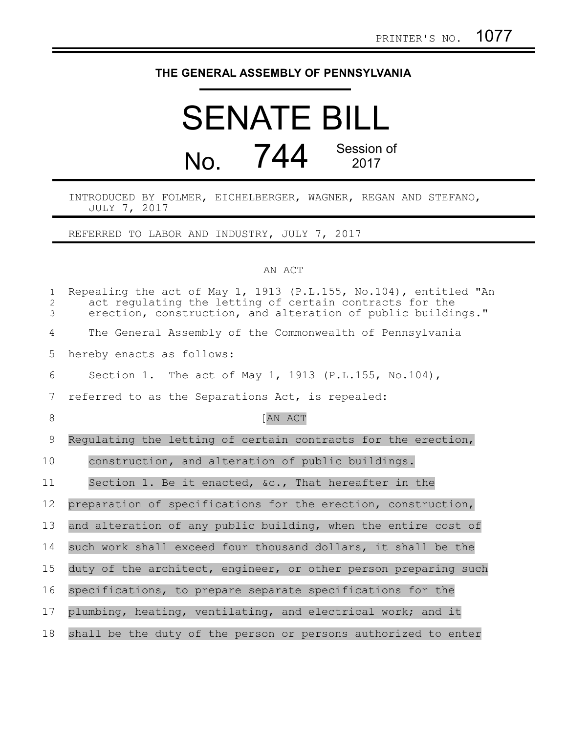PRINTER'S NO. 1077

# THE GENERAL ASSEMBLY OF PENNSYLVANIA

# SENATE BILL

# No. 744 Session of 2017

INTRODUCED BY FOLMER, EICHELBERGER, WAGNER, REGAN AND STEFANO, JULY 7, 2017

REFERRED TO LABOR AND INDUSTRY, JULY 7, 2017

AN ACT

Repealing the act of May 1, 1913 (P.L.155, No.104), entitled "An act regulating the letting of certain contracts for the erection, construction, and alteration of public buildings."

The General Assembly of the Commonwealth of Pennsylvania hereby enacts as follows:

Section 1. The act of May 1, 1913 (P.L.155, No.104), referred to as the Separations Act, is repealed:

[AN ACT

Regulating the letting of certain contracts for the erection, construction, and alteration of public buildings.

Section 1. Be it enacted, &c., That hereafter in the preparation of specifications for the erection, construction, and alteration of any public building, when the entire cost of such work shall exceed four thousand dollars, it shall be the duty of the architect, engineer, or other person preparing such specifications, to prepare separate specifications for the plumbing, heating, ventilating, and electrical work; and it shall be the duty of the person or persons authorized to enter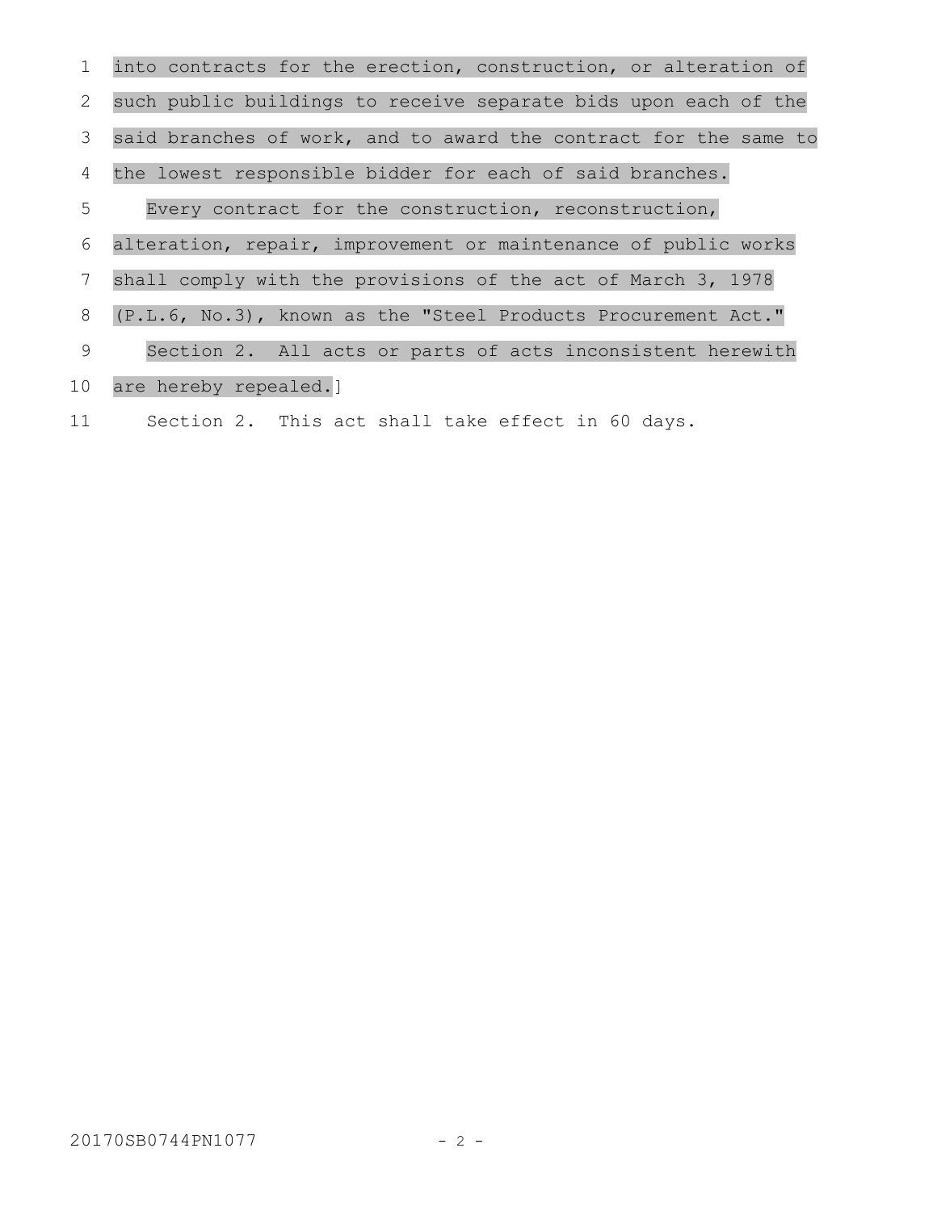into contracts for the erection, construction, or alteration of such public buildings to receive separate bids upon each of the said branches of work, and to award the contract for the same to the lowest responsible bidder for each of said branches.

Every contract for the construction, reconstruction, alteration, repair, improvement or maintenance of public works shall comply with the provisions of the act of March 3, 1978 (P.L.6, No.3), known as the "Steel Products Procurement Act."

Section 2. All acts or parts of acts inconsistent herewith are hereby repealed.]

Section 2. This act shall take effect in 60 days.